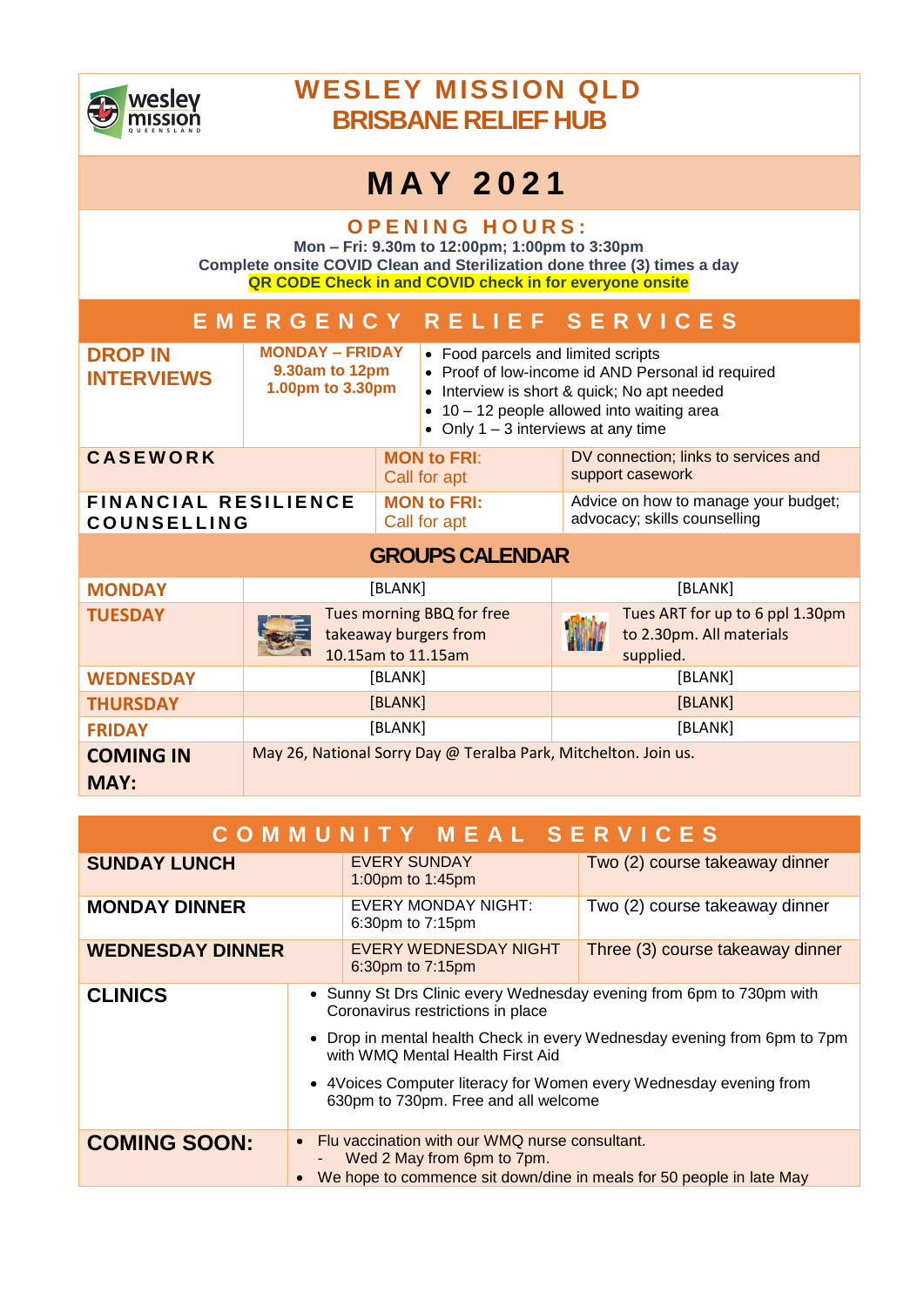# WESLEY MISSION QLD
## BRISBANE RELIEF HUB

# MAY 2021

## OPENING HOURS:

**Mon – Fri: 9.30m to 12:00pm; 1:00pm to 3:30pm**

**Complete onsite COVID Clean and Sterilization done three (3) times a day**

**QR CODE Check in and COVID check in for everyone onsite**

## EMERGENCY RELIEF SERVICES

| | | |
|---|---|---|
| **DROP IN INTERVIEWS** | **MONDAY – FRIDAY** 9.30am to 12pm 1.00pm to 3.30pm | • Food parcels and limited scripts<br>• Proof of low-income id AND Personal id required<br>• Interview is short & quick; No apt needed<br>• 10 – 12 people allowed into waiting area<br>• Only 1 – 3 interviews at any time |
| **CASEWORK** | **MON to FRI:** Call for apt | DV connection; links to services and support casework |
| **FINANCIAL RESILIENCE COUNSELLING** | **MON to FRI:** Call for apt | Advice on how to manage your budget; advocacy; skills counselling |

## GROUPS CALENDAR

| | | |
|---|---|---|
| **MONDAY** | [BLANK] | [BLANK] |
| **TUESDAY** | Tues morning BBQ for free takeaway burgers from 10.15am to 11.15am | Tues ART for up to 6 ppl 1.30pm to 2.30pm. All materials supplied. |
| **WEDNESDAY** | [BLANK] | [BLANK] |
| **THURSDAY** | [BLANK] | [BLANK] |
| **FRIDAY** | [BLANK] | [BLANK] |
| **COMING IN MAY:** | May 26, National Sorry Day @ Teralba Park, Mitchelton. Join us. | |

## COMMUNITY MEAL SERVICES

| | | |
|---|---|---|
| **SUNDAY LUNCH** | EVERY SUNDAY 1:00pm to 1:45pm | Two (2) course takeaway dinner |
| **MONDAY DINNER** | EVERY MONDAY NIGHT: 6:30pm to 7:15pm | Two (2) course takeaway dinner |
| **WEDNESDAY DINNER** | EVERY WEDNESDAY NIGHT 6:30pm to 7:15pm | Three (3) course takeaway dinner |

**CLINICS**

- Sunny St Drs Clinic every Wednesday evening from 6pm to 730pm with Coronavirus restrictions in place
- Drop in mental health Check in every Wednesday evening from 6pm to 7pm with WMQ Mental Health First Aid
- 4Voices Computer literacy for Women every Wednesday evening from 630pm to 730pm. Free and all welcome

**COMING SOON:**

- Flu vaccination with our WMQ nurse consultant.
  - Wed 2 May from 6pm to 7pm.
- We hope to commence sit down/dine in meals for 50 people in late May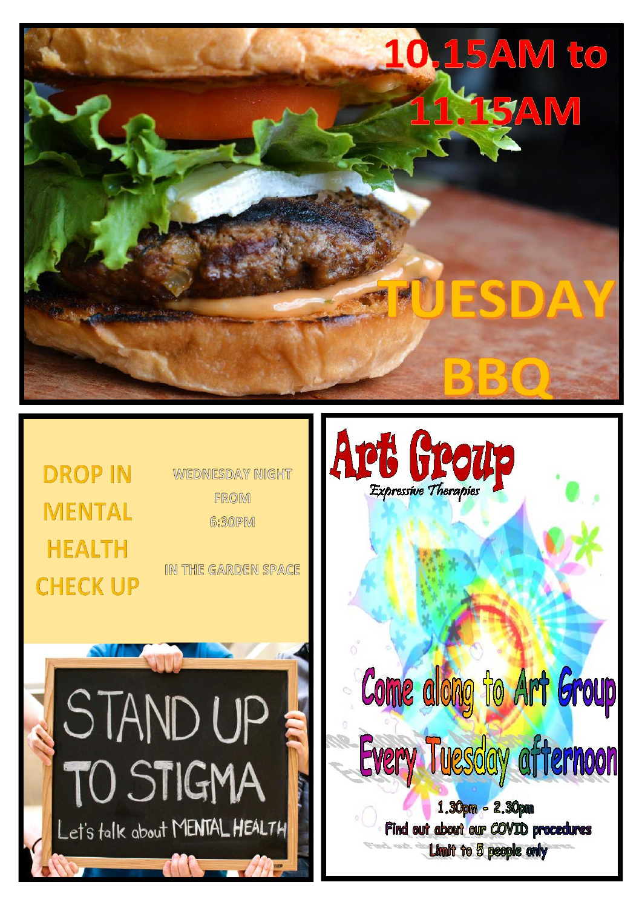# TUESDAY BBQ

10.15AM to 11.15AM

## DROP IN MENTAL HEALTH CHECK UP

WEDNESDAY NIGHT FROM 6:30PM

IN THE GARDEN SPACE

STAND UP TO STIGMA

Let's talk about MENTAL HEALTH

## Art Group

*Expressive Therapies*

Come along to Art Group

Every Tuesday afternoon

1.30pm - 2.30pm

Find out about our COVID procedures

Limit to 5 people only